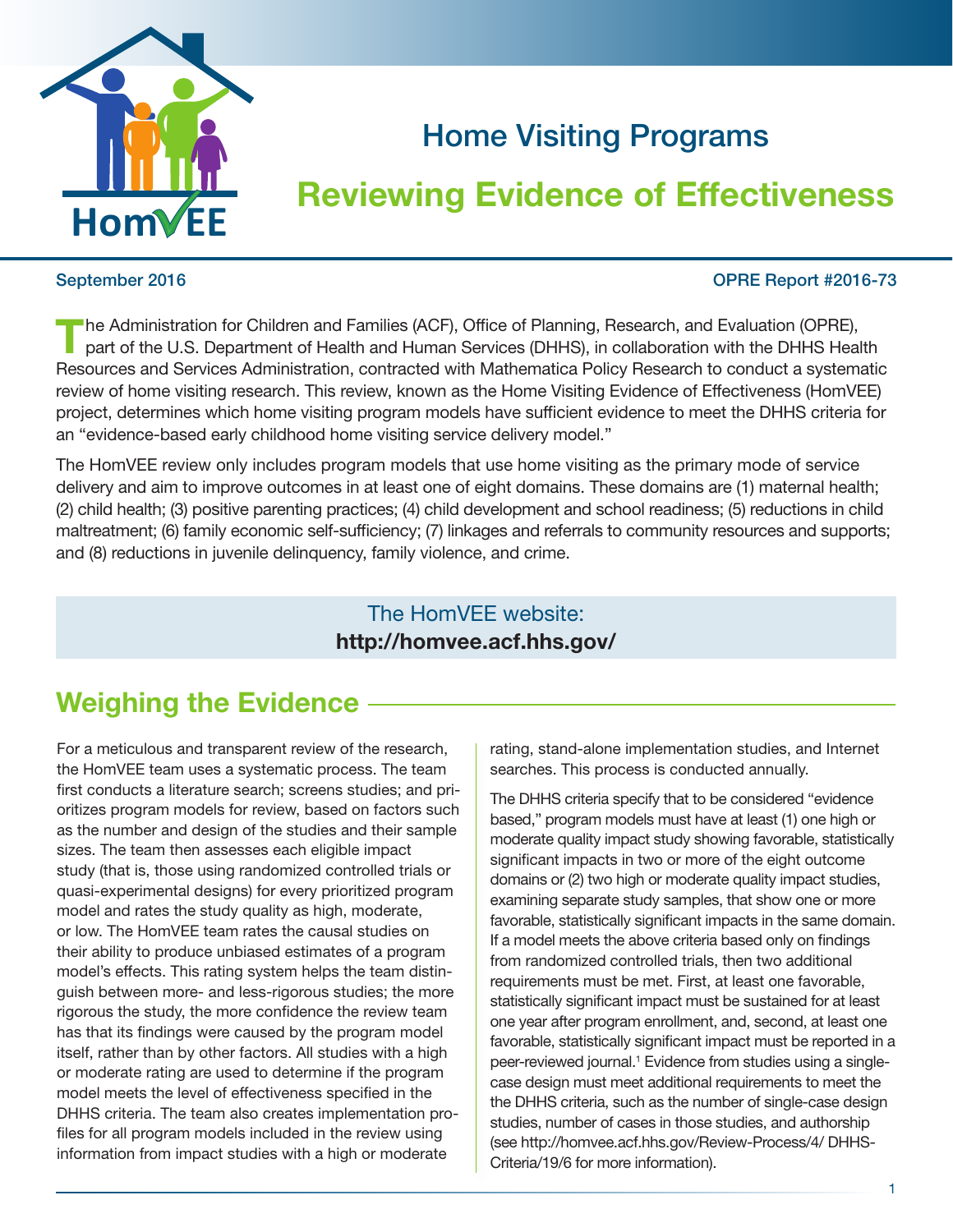# Home Visiting Programs

## Reviewing Evidence of Effectiveness

September 2016

OPRE Report #2016-73

The Administration for Children and Families (ACF), Office of Planning, Research, and Evaluation (OPRE), part of the U.S. Department of Health and Human Services (DHHS), in collaboration with the DHHS Health Resources and Services Administration, contracted with Mathematica Policy Research to conduct a systematic review of home visiting research. This review, known as the Home Visiting Evidence of Effectiveness (HomVEE) project, determines which home visiting program models have sufficient evidence to meet the DHHS criteria for an "evidence-based early childhood home visiting service delivery model."

The HomVEE review only includes program models that use home visiting as the primary mode of service delivery and aim to improve outcomes in at least one of eight domains. These domains are (1) maternal health; (2) child health; (3) positive parenting practices; (4) child development and school readiness; (5) reductions in child maltreatment; (6) family economic self-sufficiency; (7) linkages and referrals to community resources and supports; and (8) reductions in juvenile delinquency, family violence, and crime.

The HomVEE website:
**http://homvee.acf.hhs.gov/**

## Weighing the Evidence

For a meticulous and transparent review of the research, the HomVEE team uses a systematic process. The team first conducts a literature search; screens studies; and prioritizes program models for review, based on factors such as the number and design of the studies and their sample sizes. The team then assesses each eligible impact study (that is, those using randomized controlled trials or quasi-experimental designs) for every prioritized program model and rates the study quality as high, moderate, or low. The HomVEE team rates the causal studies on their ability to produce unbiased estimates of a program model's effects. This rating system helps the team distinguish between more- and less-rigorous studies; the more rigorous the study, the more confidence the review team has that its findings were caused by the program model itself, rather than by other factors. All studies with a high or moderate rating are used to determine if the program model meets the level of effectiveness specified in the DHHS criteria. The team also creates implementation profiles for all program models included in the review using information from impact studies with a high or moderate rating, stand-alone implementation studies, and Internet searches. This process is conducted annually.

The DHHS criteria specify that to be considered "evidence based," program models must have at least (1) one high or moderate quality impact study showing favorable, statistically significant impacts in two or more of the eight outcome domains or (2) two high or moderate quality impact studies, examining separate study samples, that show one or more favorable, statistically significant impacts in the same domain. If a model meets the above criteria based only on findings from randomized controlled trials, then two additional requirements must be met. First, at least one favorable, statistically significant impact must be sustained for at least one year after program enrollment, and, second, at least one favorable, statistically significant impact must be reported in a peer-reviewed journal.[1] Evidence from studies using a single-case design must meet additional requirements to meet the the DHHS criteria, such as the number of single-case design studies, number of cases in those studies, and authorship (see http://homvee.acf.hhs.gov/Review-Process/4/ DHHS-Criteria/19/6 for more information).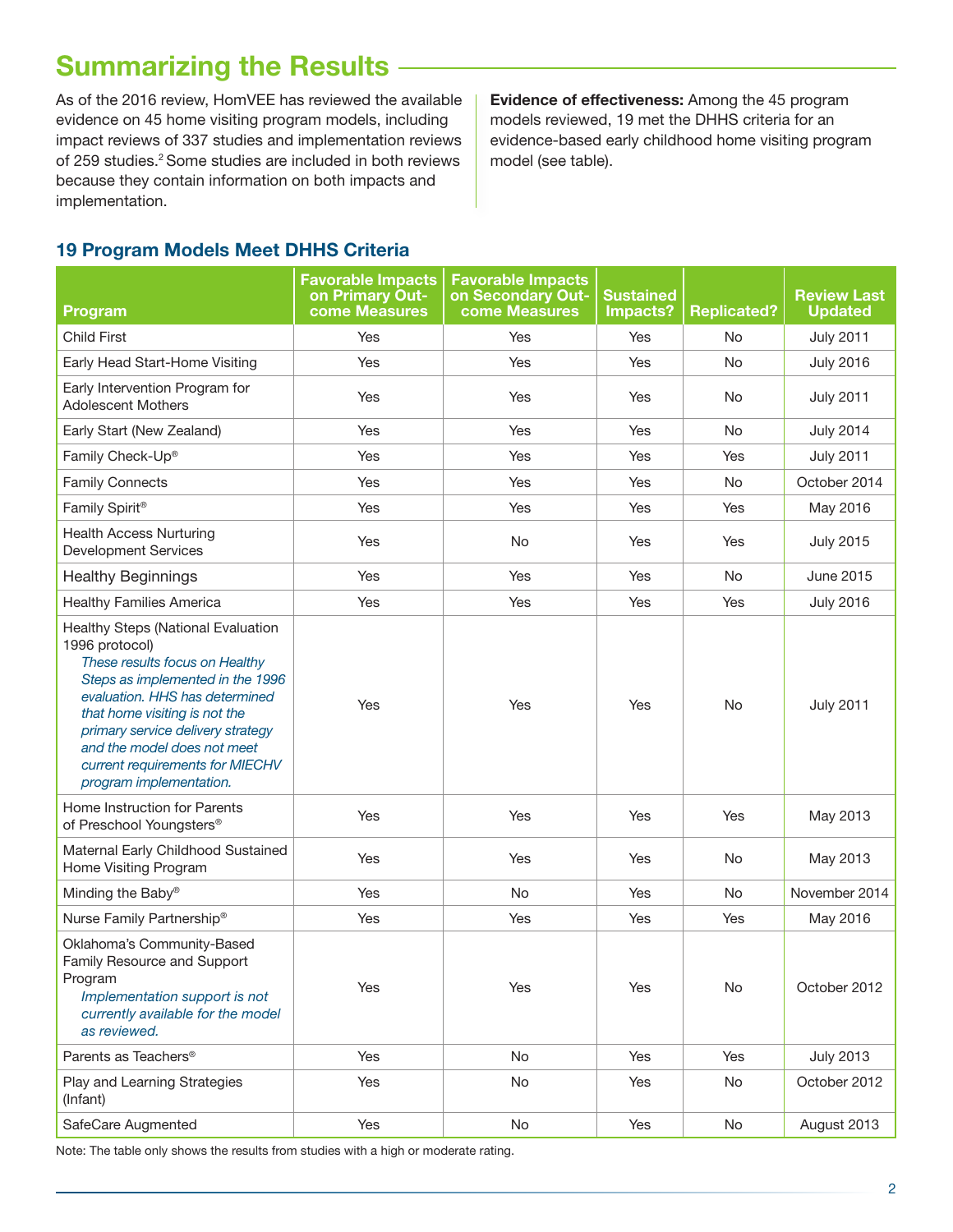## Summarizing the Results

As of the 2016 review, HomVEE has reviewed the available evidence on 45 home visiting program models, including impact reviews of 337 studies and implementation reviews of 259 studies.[2] Some studies are included in both reviews because they contain information on both impacts and implementation.

**Evidence of effectiveness:** Among the 45 program models reviewed, 19 met the DHHS criteria for an evidence-based early childhood home visiting program model (see table).

### 19 Program Models Meet DHHS Criteria

| Program | Favorable Impacts on Primary Outcome Measures | Favorable Impacts on Secondary Outcome Measures | Sustained Impacts? | Replicated? | Review Last Updated |
|---|---|---|---|---|---|
| Child First | Yes | Yes | Yes | No | July 2011 |
| Early Head Start-Home Visiting | Yes | Yes | Yes | No | July 2016 |
| Early Intervention Program for Adolescent Mothers | Yes | Yes | Yes | No | July 2011 |
| Early Start (New Zealand) | Yes | Yes | Yes | No | July 2014 |
| Family Check-Up® | Yes | Yes | Yes | Yes | July 2011 |
| Family Connects | Yes | Yes | Yes | No | October 2014 |
| Family Spirit® | Yes | Yes | Yes | Yes | May 2016 |
| Health Access Nurturing Development Services | Yes | No | Yes | Yes | July 2015 |
| Healthy Beginnings | Yes | Yes | Yes | No | June 2015 |
| Healthy Families America | Yes | Yes | Yes | Yes | July 2016 |
| Healthy Steps (National Evaluation 1996 protocol) *These results focus on Healthy Steps as implemented in the 1996 evaluation. HHS has determined that home visiting is not the primary service delivery strategy and the model does not meet current requirements for MIECHV program implementation.* | Yes | Yes | Yes | No | July 2011 |
| Home Instruction for Parents of Preschool Youngsters® | Yes | Yes | Yes | Yes | May 2013 |
| Maternal Early Childhood Sustained Home Visiting Program | Yes | Yes | Yes | No | May 2013 |
| Minding the Baby® | Yes | No | Yes | No | November 2014 |
| Nurse Family Partnership® | Yes | Yes | Yes | Yes | May 2016 |
| Oklahoma's Community-Based Family Resource and Support Program *Implementation support is not currently available for the model as reviewed.* | Yes | Yes | Yes | No | October 2012 |
| Parents as Teachers® | Yes | No | Yes | Yes | July 2013 |
| Play and Learning Strategies (Infant) | Yes | No | Yes | No | October 2012 |
| SafeCare Augmented | Yes | No | Yes | No | August 2013 |

Note: The table only shows the results from studies with a high or moderate rating.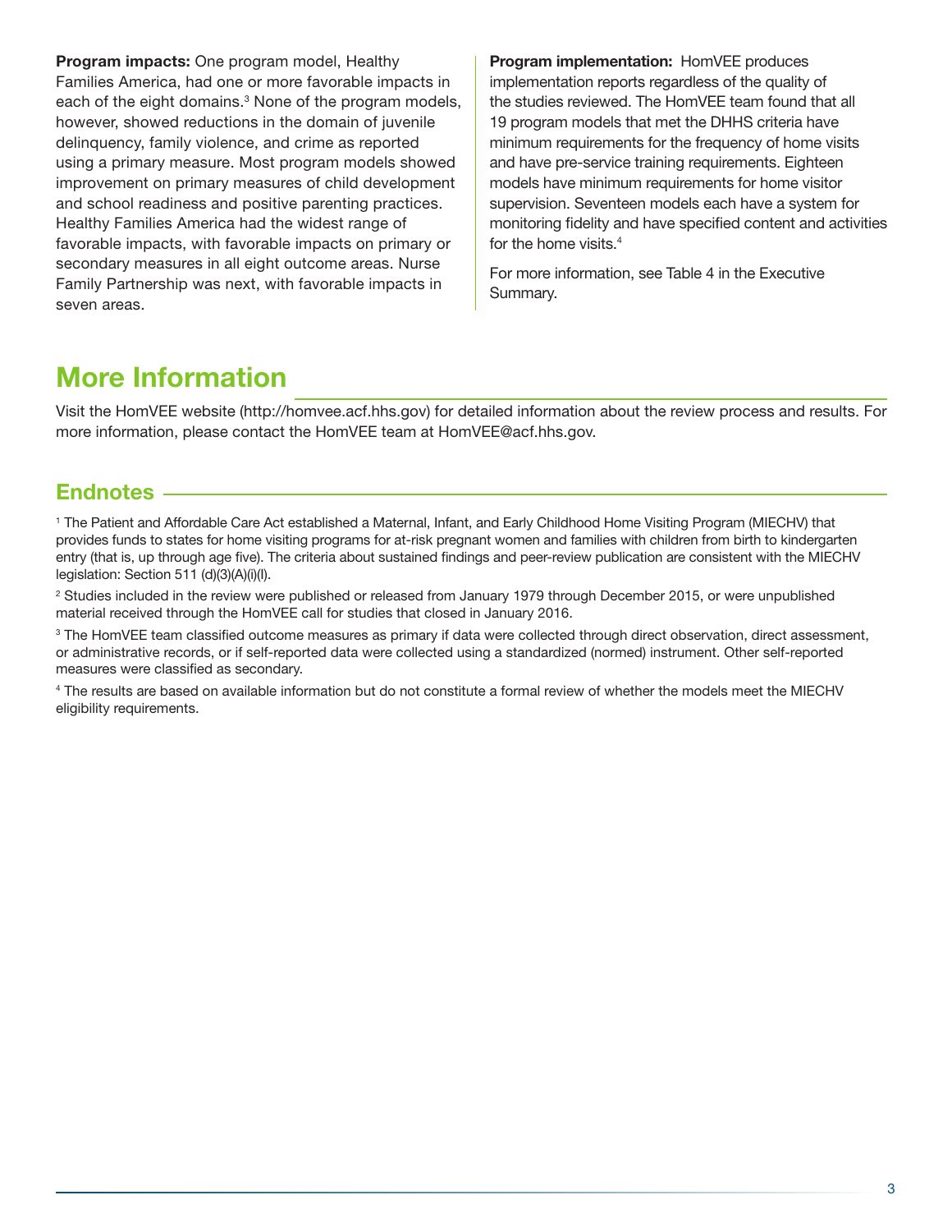**Program impacts:** One program model, Healthy Families America, had one or more favorable impacts in each of the eight domains.[3] None of the program models, however, showed reductions in the domain of juvenile delinquency, family violence, and crime as reported using a primary measure. Most program models showed improvement on primary measures of child development and school readiness and positive parenting practices. Healthy Families America had the widest range of favorable impacts, with favorable impacts on primary or secondary measures in all eight outcome areas. Nurse Family Partnership was next, with favorable impacts in seven areas.

**Program implementation:** HomVEE produces implementation reports regardless of the quality of the studies reviewed. The HomVEE team found that all 19 program models that met the DHHS criteria have minimum requirements for the frequency of home visits and have pre-service training requirements. Eighteen models have minimum requirements for home visitor supervision. Seventeen models each have a system for monitoring fidelity and have specified content and activities for the home visits.[4]

For more information, see Table 4 in the Executive Summary.

## More Information

Visit the HomVEE website (http://homvee.acf.hhs.gov) for detailed information about the review process and results. For more information, please contact the HomVEE team at HomVEE@acf.hhs.gov.

### Endnotes

[1] The Patient and Affordable Care Act established a Maternal, Infant, and Early Childhood Home Visiting Program (MIECHV) that provides funds to states for home visiting programs for at-risk pregnant women and families with children from birth to kindergarten entry (that is, up through age five). The criteria about sustained findings and peer-review publication are consistent with the MIECHV legislation: Section 511 (d)(3)(A)(i)(I).

[2] Studies included in the review were published or released from January 1979 through December 2015, or were unpublished material received through the HomVEE call for studies that closed in January 2016.

[3] The HomVEE team classified outcome measures as primary if data were collected through direct observation, direct assessment, or administrative records, or if self-reported data were collected using a standardized (normed) instrument. Other self-reported measures were classified as secondary.

[4] The results are based on available information but do not constitute a formal review of whether the models meet the MIECHV eligibility requirements.